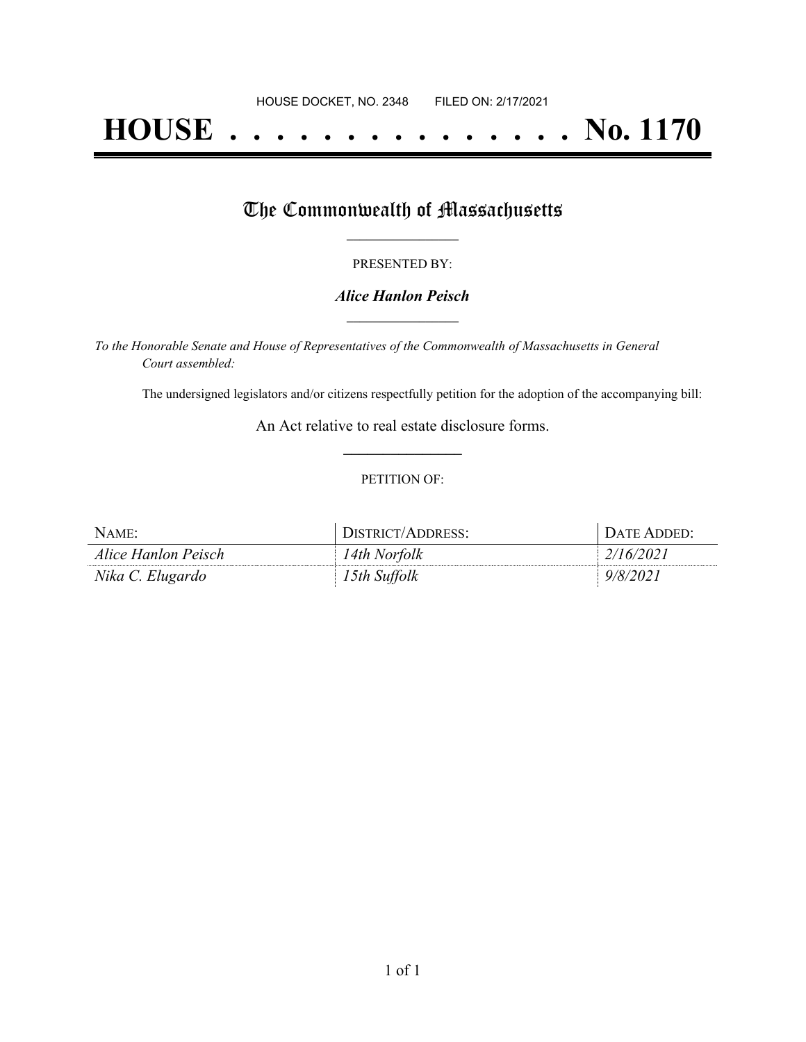HOUSE DOCKET, NO. 2348        FILED ON: 2/17/2021

# HOUSE . . . . . . . . . . . . . . . No. 1170

## The Commonwealth of Massachusetts

PRESENTED BY:

***Alice Hanlon Peisch***

*To the Honorable Senate and House of Representatives of the Commonwealth of Massachusetts in General Court assembled:*

The undersigned legislators and/or citizens respectfully petition for the adoption of the accompanying bill:

An Act relative to real estate disclosure forms.

PETITION OF:

| NAME: | DISTRICT/ADDRESS: | DATE ADDED: |
|---|---|---|
| *Alice Hanlon Peisch* | *14th Norfolk* | *2/16/2021* |
| *Nika C. Elugardo* | *15th Suffolk* | *9/8/2021* |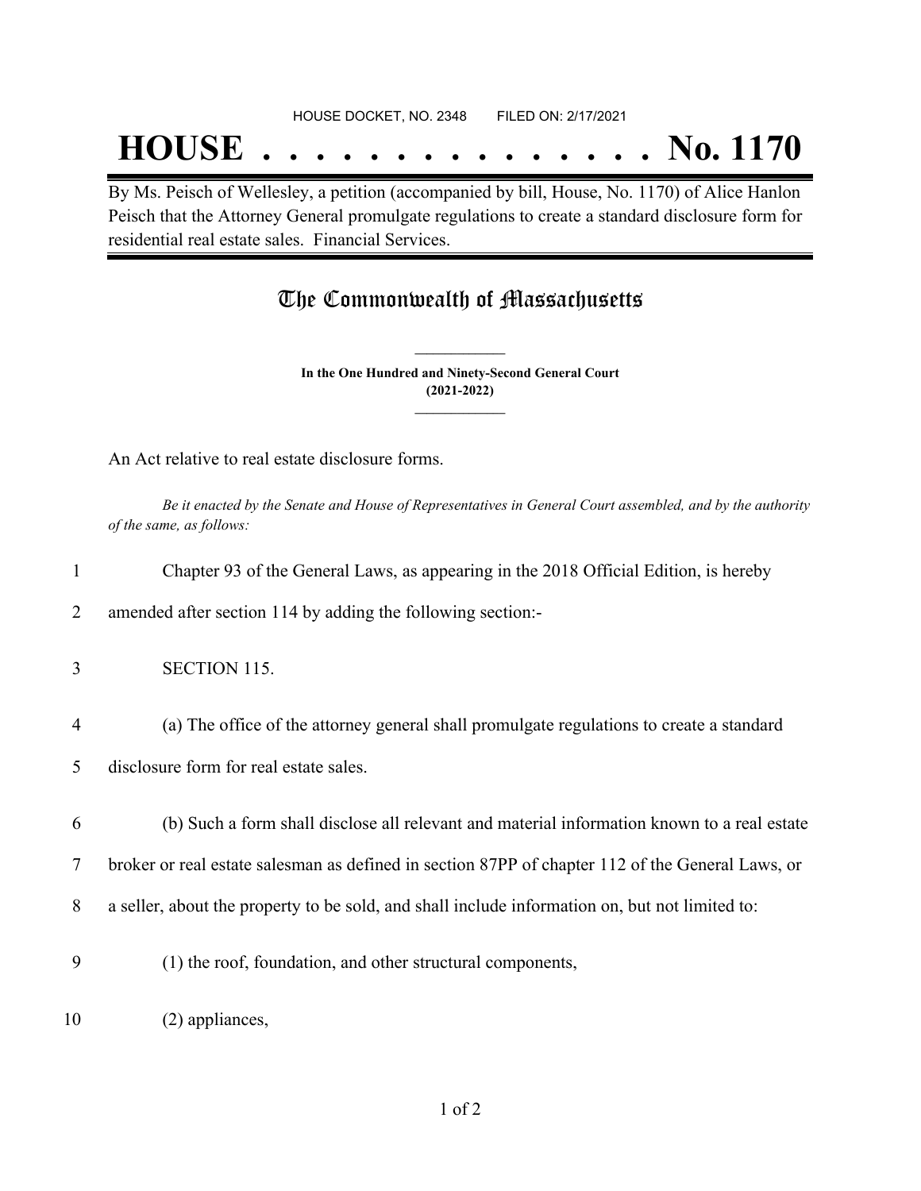HOUSE DOCKET, NO. 2348        FILED ON: 2/17/2021

# HOUSE . . . . . . . . . . . . . . . No. 1170

By Ms. Peisch of Wellesley, a petition (accompanied by bill, House, No. 1170) of Alice Hanlon Peisch that the Attorney General promulgate regulations to create a standard disclosure form for residential real estate sales. Financial Services.

## The Commonwealth of Massachusetts

**In the One Hundred and Ninety-Second General Court**
**(2021-2022)**

An Act relative to real estate disclosure forms.

*Be it enacted by the Senate and House of Representatives in General Court assembled, and by the authority of the same, as follows:*

1 Chapter 93 of the General Laws, as appearing in the 2018 Official Edition, is hereby
2 amended after section 114 by adding the following section:-

3 SECTION 115.

4 (a) The office of the attorney general shall promulgate regulations to create a standard
5 disclosure form for real estate sales.

6 (b) Such a form shall disclose all relevant and material information known to a real estate
7 broker or real estate salesman as defined in section 87PP of chapter 112 of the General Laws, or
8 a seller, about the property to be sold, and shall include information on, but not limited to:

9 (1) the roof, foundation, and other structural components,

10 (2) appliances,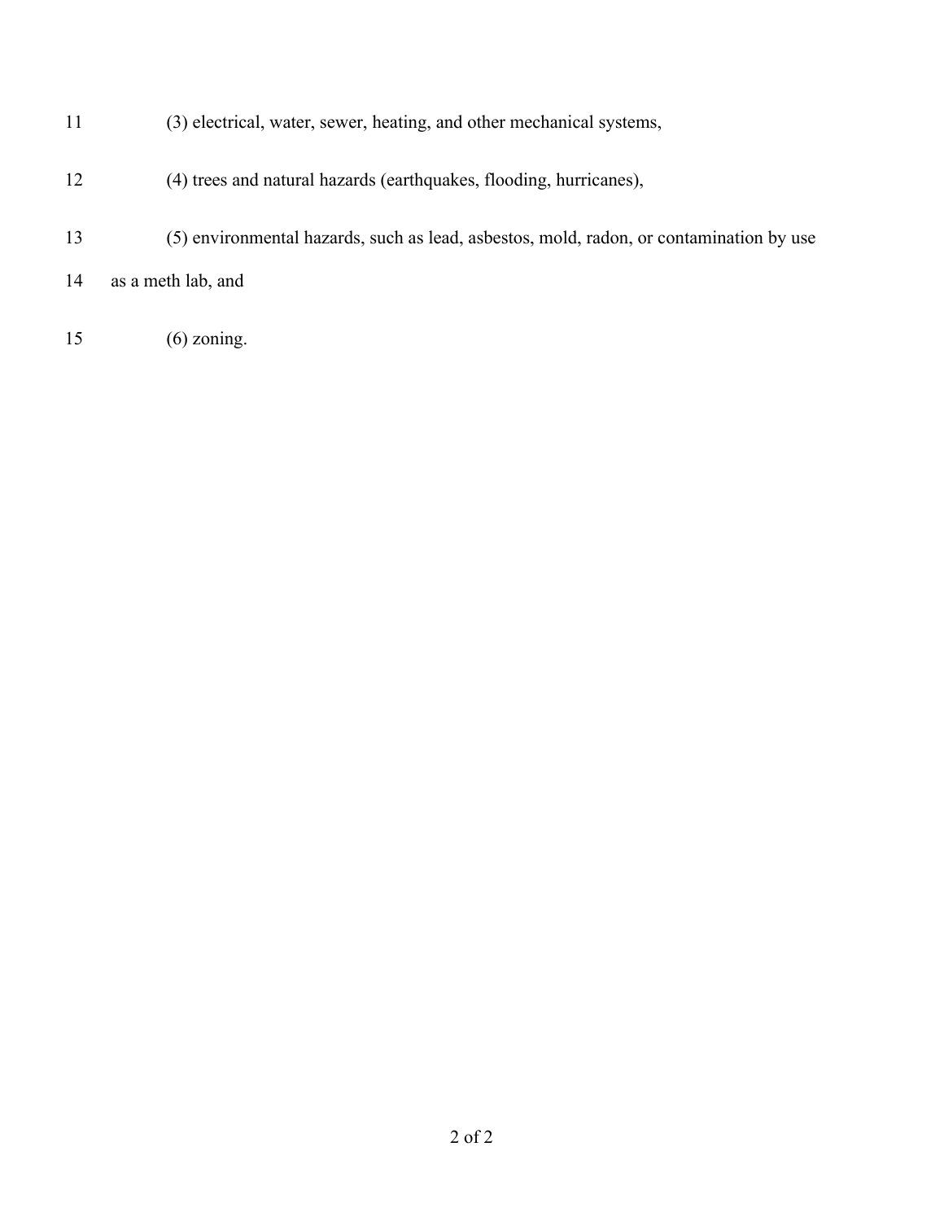(3) electrical, water, sewer, heating, and other mechanical systems,

(4) trees and natural hazards (earthquakes, flooding, hurricanes),

(5) environmental hazards, such as lead, asbestos, mold, radon, or contamination by use as a meth lab, and

(6) zoning.